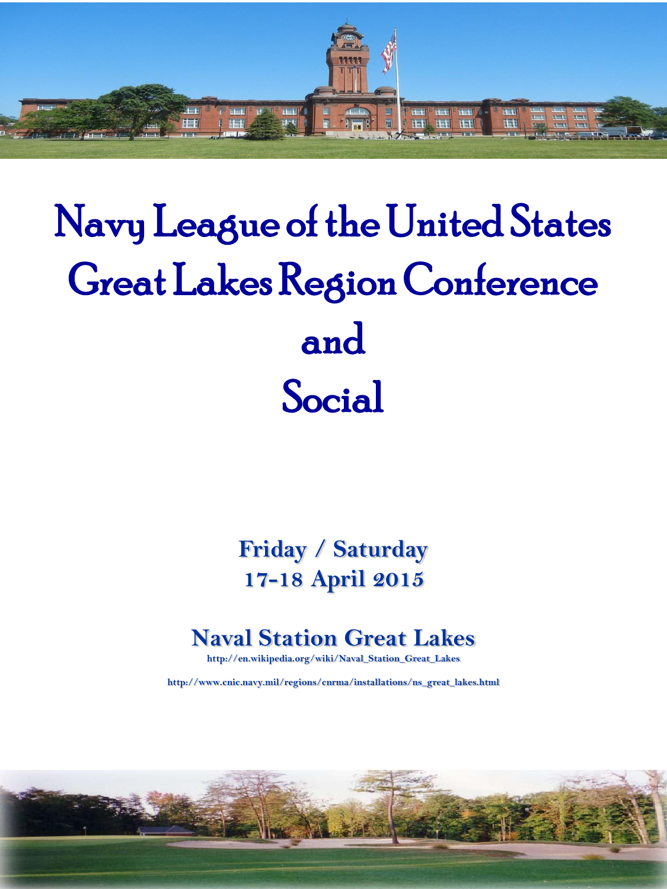# Navy League of the United States Great Lakes Region Conference and Social

**Friday / Saturday**
**17-18 April 2015**

## Naval Station Great Lakes

http://en.wikipedia.org/wiki/Naval_Station_Great_Lakes

http://www.cnic.navy.mil/regions/cnrma/installations/ns_great_lakes.html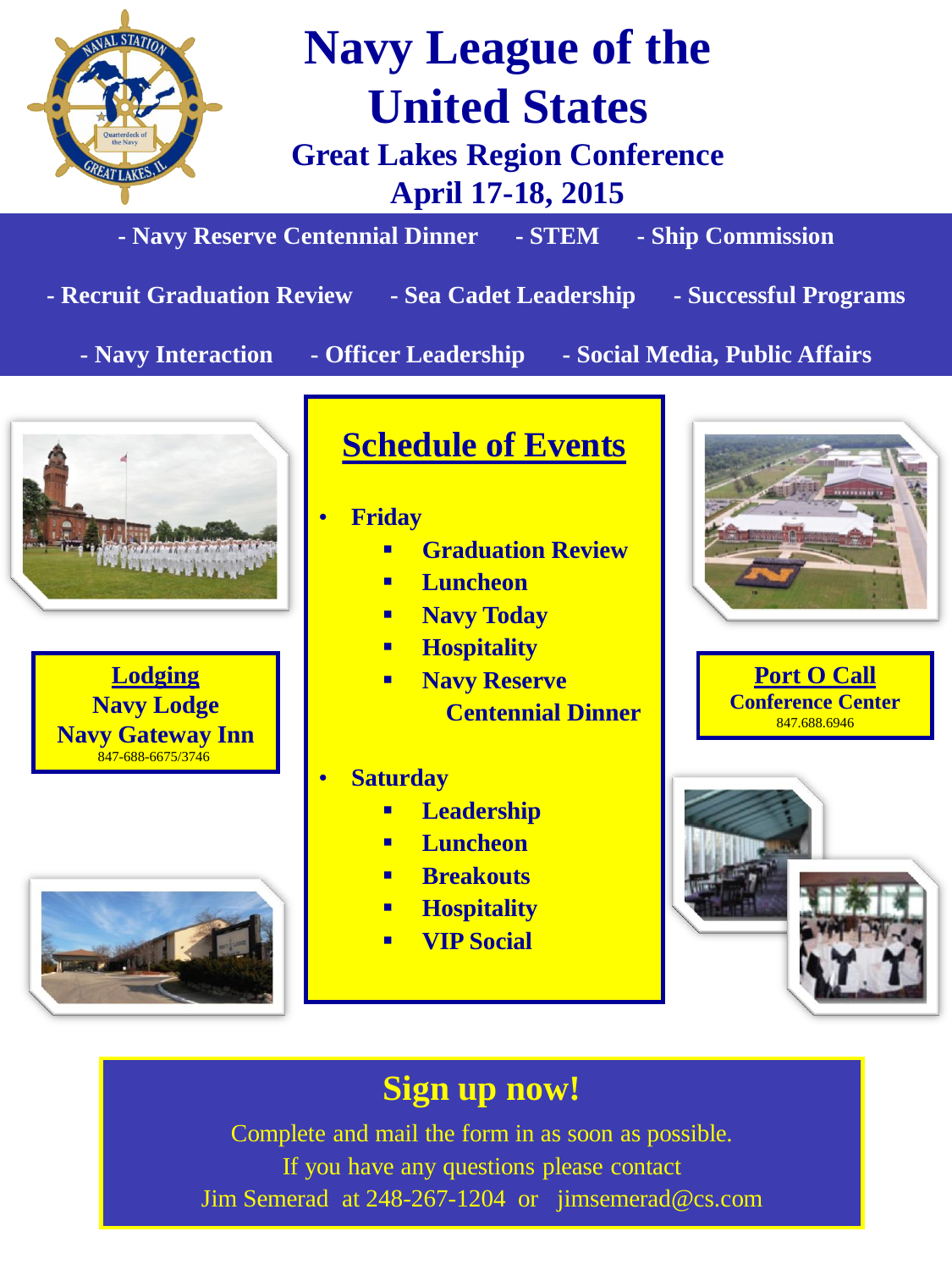# Navy League of the United States

## Great Lakes Region Conference

## April 17-18, 2015

- Navy Reserve Centennial Dinner
- STEM
- Ship Commission
- Recruit Graduation Review
- Sea Cadet Leadership
- Successful Programs
- Navy Interaction
- Officer Leadership
- Social Media, Public Affairs

## Schedule of Events

- **Friday**
  - Graduation Review
  - Luncheon
  - Navy Today
  - Hospitality
  - Navy Reserve Centennial Dinner
- **Saturday**
  - Leadership
  - Luncheon
  - Breakouts
  - Hospitality
  - VIP Social

**Lodging**
**Navy Lodge**
**Navy Gateway Inn**
847-688-6675/3746

**Port O Call**
**Conference Center**
847.688.6946

## Sign up now!

Complete and mail the form in as soon as possible.
If you have any questions please contact
Jim Semerad at 248-267-1204 or jimsemerad@cs.com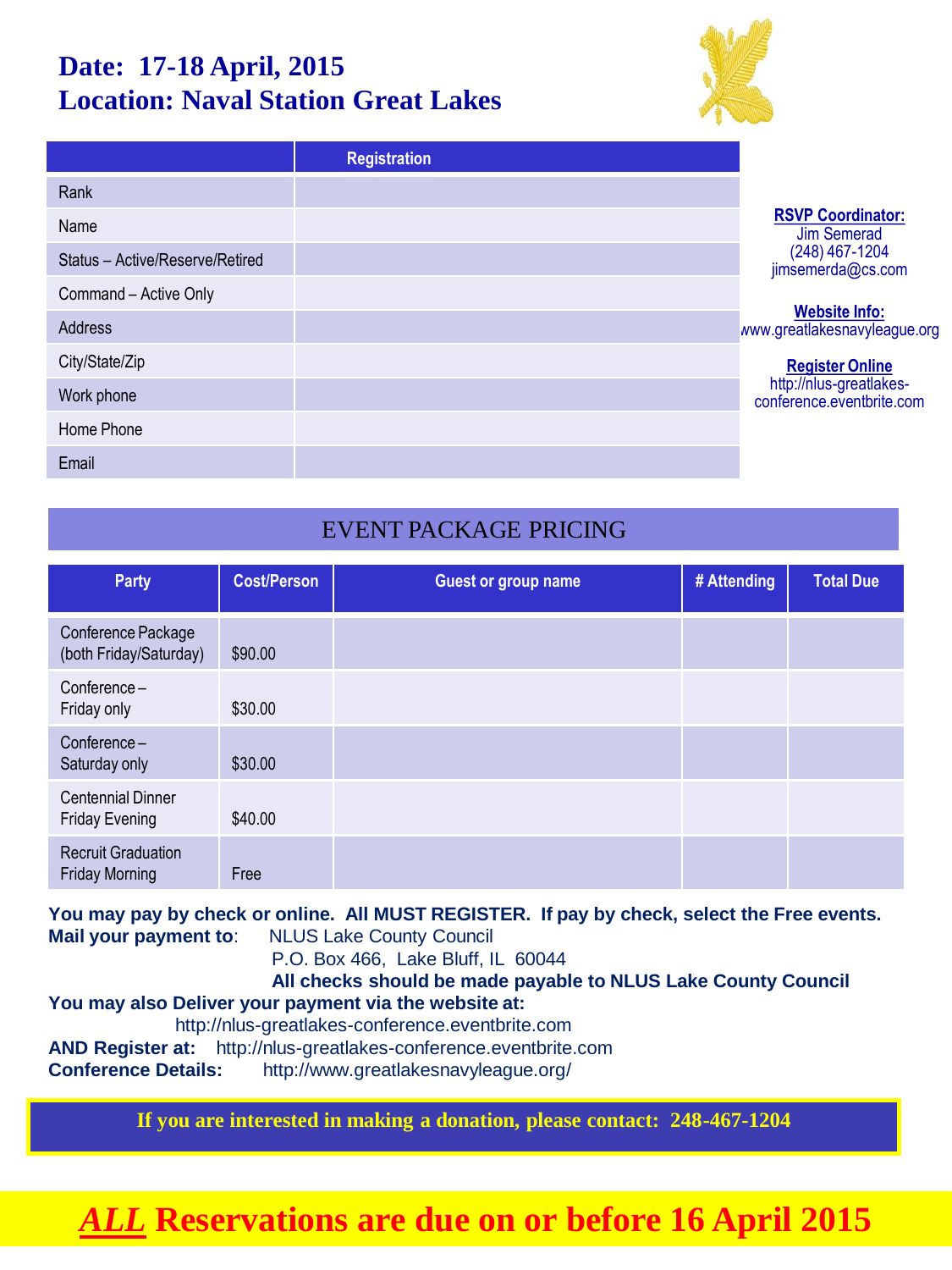# Date: 17-18 April, 2015
# Location: Naval Station Great Lakes

| | Registration |
|---|---|
| Rank | |
| Name | |
| Status – Active/Reserve/Retired | |
| Command – Active Only | |
| Address | |
| City/State/Zip | |
| Work phone | |
| Home Phone | |
| Email | |

**RSVP Coordinator:**
Jim Semerad
(248) 467-1204
jimsemerda@cs.com

**Website Info:**
www.greatlakesnavyleague.org

**Register Online**
http://nlus-greatlakes-conference.eventbrite.com

## EVENT PACKAGE PRICING

| Party | Cost/Person | Guest or group name | # Attending | Total Due |
|---|---|---|---|---|
| Conference Package (both Friday/Saturday) | $90.00 | | | |
| Conference – Friday only | $30.00 | | | |
| Conference – Saturday only | $30.00 | | | |
| Centennial Dinner Friday Evening | $40.00 | | | |
| Recruit Graduation Friday Morning | Free | | | |

**You may pay by check or online. All MUST REGISTER. If pay by check, select the Free events.**
**Mail your payment to**: NLUS Lake County Council
P.O. Box 466, Lake Bluff, IL 60044
**All checks should be made payable to NLUS Lake County Council**
**You may also Deliver your payment via the website at:**
http://nlus-greatlakes-conference.eventbrite.com
**AND Register at:** http://nlus-greatlakes-conference.eventbrite.com
**Conference Details:** http://www.greatlakesnavyleague.org/

**If you are interested in making a donation, please contact: 248-467-1204**

# ***ALL*** Reservations are due on or before 16 April 2015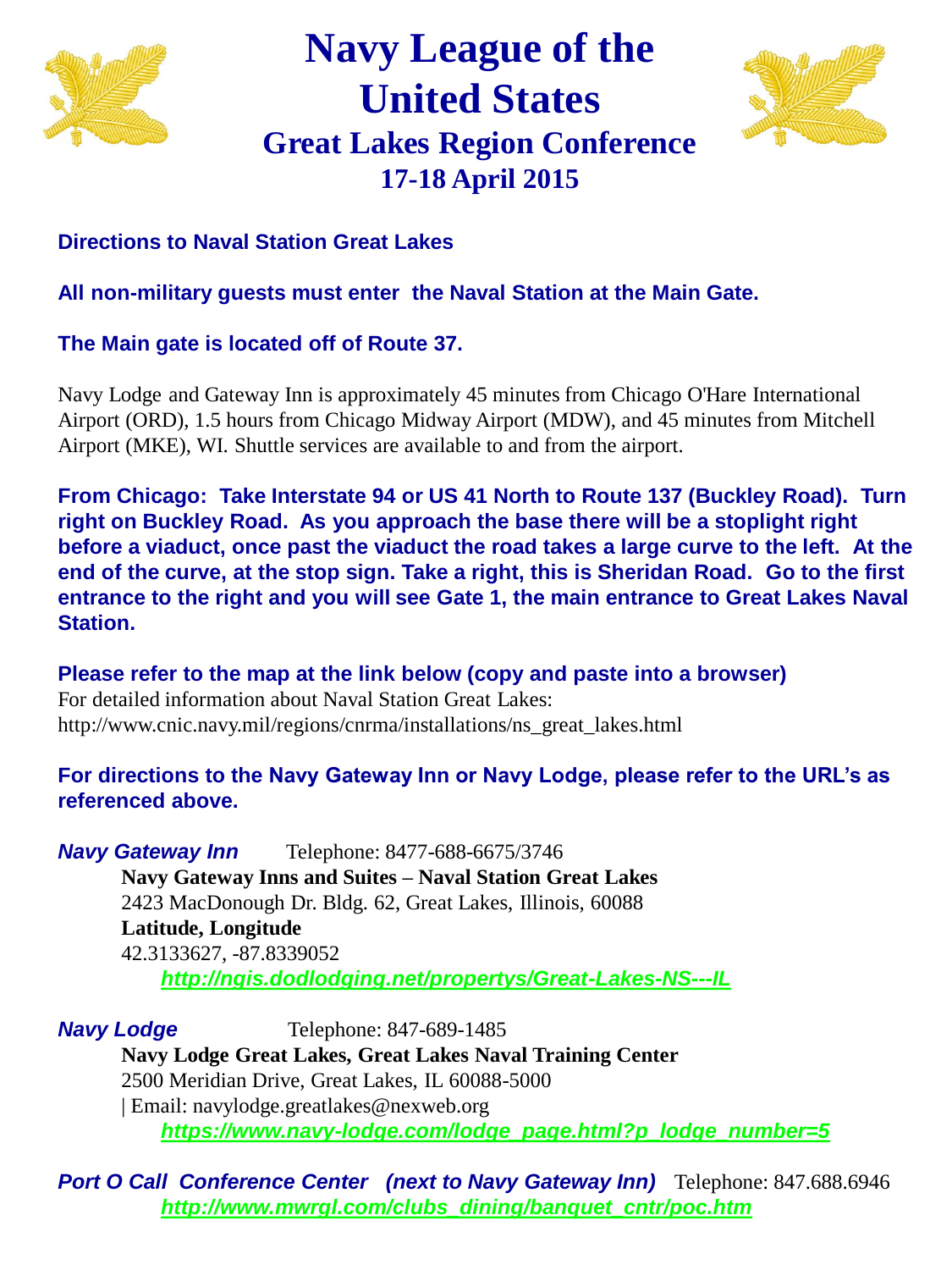# Navy League of the United States

## Great Lakes Region Conference

## 17-18 April 2015

**Directions to Naval Station Great Lakes**

**All non-military guests must enter  the Naval Station at the Main Gate.**

**The Main gate is located off of Route 37.**

Navy Lodge and Gateway Inn is approximately 45 minutes from Chicago O'Hare International Airport (ORD), 1.5 hours from Chicago Midway Airport (MDW), and 45 minutes from Mitchell Airport (MKE), WI. Shuttle services are available to and from the airport.

**From Chicago:  Take Interstate 94 or US 41 North to Route 137 (Buckley Road).  Turn right on Buckley Road.  As you approach the base there will be a stoplight right before a viaduct, once past the viaduct the road takes a large curve to the left.  At the end of the curve, at the stop sign. Take a right, this is Sheridan Road.  Go to the first entrance to the right and you will see Gate 1, the main entrance to Great Lakes Naval Station.**

**Please refer to the map at the link below (copy and paste into a browser)**
For detailed information about Naval Station Great Lakes:
http://www.cnic.navy.mil/regions/cnrma/installations/ns_great_lakes.html

**For directions to the Navy Gateway Inn or Navy Lodge, please refer to the URL's as referenced above.**

***Navy Gateway Inn***   Telephone: 8477-688-6675/3746
**Navy Gateway Inns and Suites – Naval Station Great Lakes**
2423 MacDonough Dr. Bldg. 62, Great Lakes, Illinois, 60088
**Latitude, Longitude**
42.3133627, -87.8339052
***http://ngis.dodlodging.net/propertys/Great-Lakes-NS---IL***

***Navy Lodge***   Telephone: 847-689-1485
**Navy Lodge Great Lakes, Great Lakes Naval Training Center**
2500 Meridian Drive, Great Lakes, IL 60088-5000
| Email: navylodge.greatlakes@nexweb.org
***https://www.navy-lodge.com/lodge_page.html?p_lodge_number=5***

***Port O Call  Conference Center   (next to Navy Gateway Inn)***   Telephone: 847.688.6946
***http://www.mwrgl.com/clubs_dining/banquet_cntr/poc.htm***